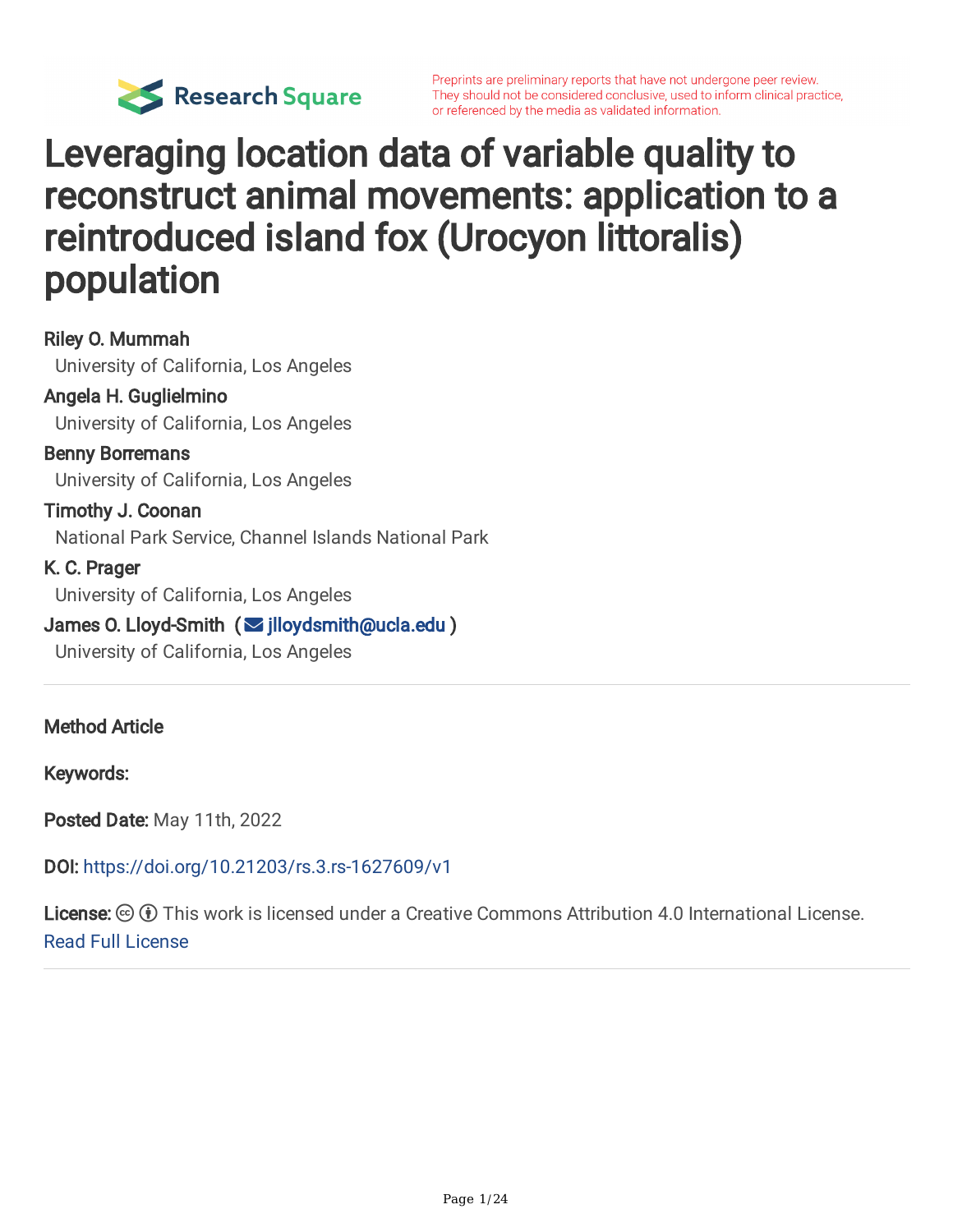Preprints are preliminary reports that have not undergone peer review. They should not be considered conclusive, used to inform clinical practice, or referenced by the media as validated information.

# Leveraging location data of variable quality to reconstruct animal movements: application to a reintroduced island fox (Urocyon littoralis) population

**Riley O. Mummah**
University of California, Los Angeles

**Angela H. Guglielmino**
University of California, Los Angeles

**Benny Borremans**
University of California, Los Angeles

**Timothy J. Coonan**
National Park Service, Channel Islands National Park

**K. C. Prager**
University of California, Los Angeles

**James O. Lloyd-Smith** (jlloydsmith@ucla.edu)
University of California, Los Angeles

---

**Method Article**

**Keywords:**

**Posted Date:** May 11th, 2022

**DOI:** https://doi.org/10.21203/rs.3.rs-1627609/v1

**License:** This work is licensed under a Creative Commons Attribution 4.0 International License. Read Full License

---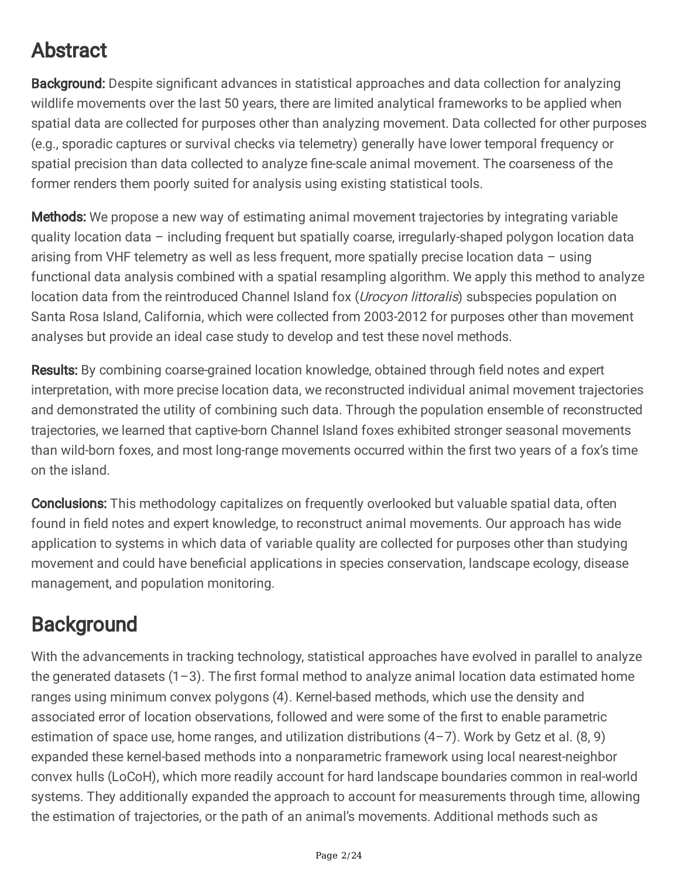# Abstract

**Background:** Despite significant advances in statistical approaches and data collection for analyzing wildlife movements over the last 50 years, there are limited analytical frameworks to be applied when spatial data are collected for purposes other than analyzing movement. Data collected for other purposes (e.g., sporadic captures or survival checks via telemetry) generally have lower temporal frequency or spatial precision than data collected to analyze fine-scale animal movement. The coarseness of the former renders them poorly suited for analysis using existing statistical tools.

**Methods:** We propose a new way of estimating animal movement trajectories by integrating variable quality location data – including frequent but spatially coarse, irregularly-shaped polygon location data arising from VHF telemetry as well as less frequent, more spatially precise location data – using functional data analysis combined with a spatial resampling algorithm. We apply this method to analyze location data from the reintroduced Channel Island fox (*Urocyon littoralis*) subspecies population on Santa Rosa Island, California, which were collected from 2003-2012 for purposes other than movement analyses but provide an ideal case study to develop and test these novel methods.

**Results:** By combining coarse-grained location knowledge, obtained through field notes and expert interpretation, with more precise location data, we reconstructed individual animal movement trajectories and demonstrated the utility of combining such data. Through the population ensemble of reconstructed trajectories, we learned that captive-born Channel Island foxes exhibited stronger seasonal movements than wild-born foxes, and most long-range movements occurred within the first two years of a fox's time on the island.

**Conclusions:** This methodology capitalizes on frequently overlooked but valuable spatial data, often found in field notes and expert knowledge, to reconstruct animal movements. Our approach has wide application to systems in which data of variable quality are collected for purposes other than studying movement and could have beneficial applications in species conservation, landscape ecology, disease management, and population monitoring.

# Background

With the advancements in tracking technology, statistical approaches have evolved in parallel to analyze the generated datasets (1–3). The first formal method to analyze animal location data estimated home ranges using minimum convex polygons (4). Kernel-based methods, which use the density and associated error of location observations, followed and were some of the first to enable parametric estimation of space use, home ranges, and utilization distributions (4–7). Work by Getz et al. (8, 9) expanded these kernel-based methods into a nonparametric framework using local nearest-neighbor convex hulls (LoCoH), which more readily account for hard landscape boundaries common in real-world systems. They additionally expanded the approach to account for measurements through time, allowing the estimation of trajectories, or the path of an animal's movements. Additional methods such as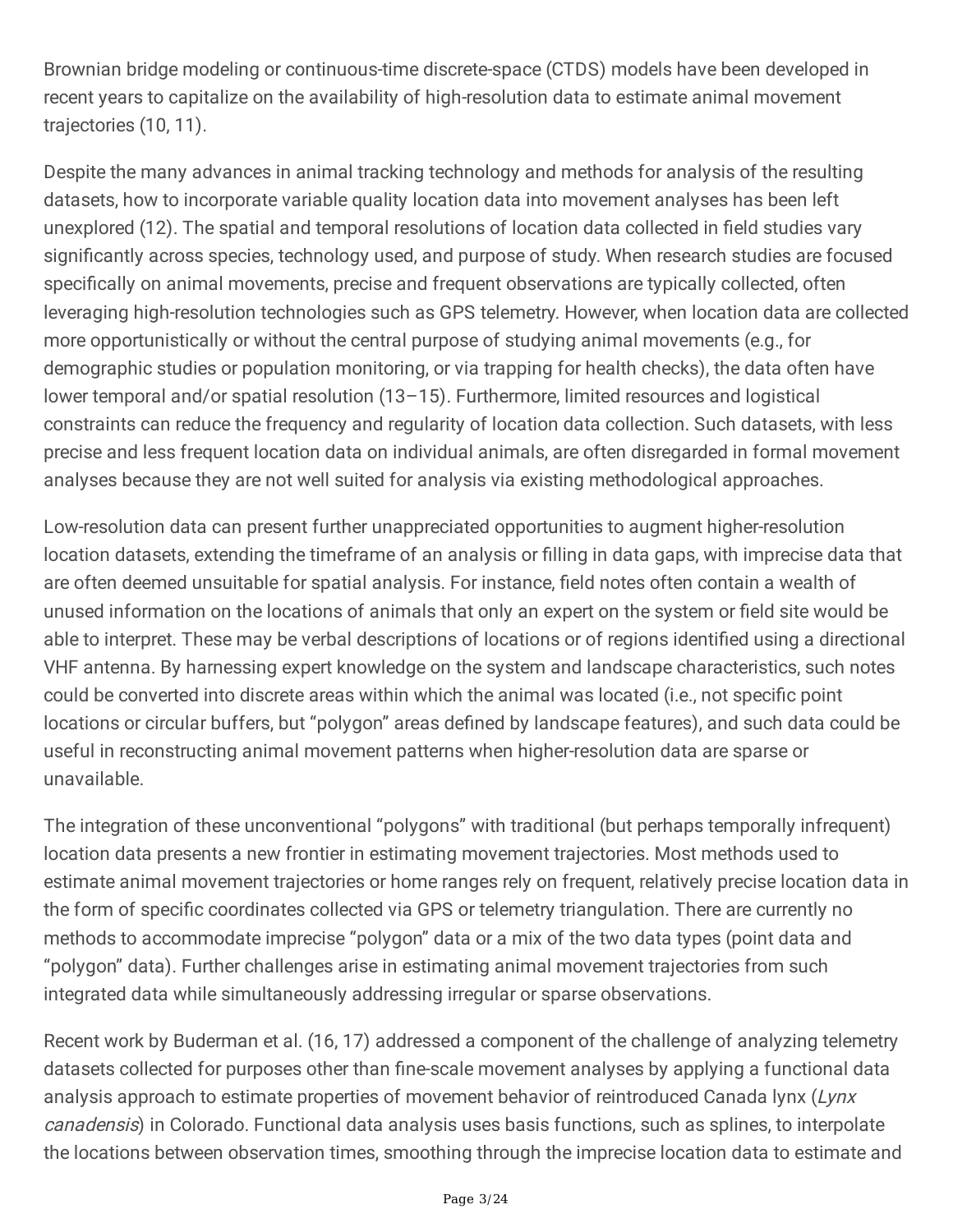Brownian bridge modeling or continuous-time discrete-space (CTDS) models have been developed in recent years to capitalize on the availability of high-resolution data to estimate animal movement trajectories (10, 11).

Despite the many advances in animal tracking technology and methods for analysis of the resulting datasets, how to incorporate variable quality location data into movement analyses has been left unexplored (12). The spatial and temporal resolutions of location data collected in field studies vary significantly across species, technology used, and purpose of study. When research studies are focused specifically on animal movements, precise and frequent observations are typically collected, often leveraging high-resolution technologies such as GPS telemetry. However, when location data are collected more opportunistically or without the central purpose of studying animal movements (e.g., for demographic studies or population monitoring, or via trapping for health checks), the data often have lower temporal and/or spatial resolution (13–15). Furthermore, limited resources and logistical constraints can reduce the frequency and regularity of location data collection. Such datasets, with less precise and less frequent location data on individual animals, are often disregarded in formal movement analyses because they are not well suited for analysis via existing methodological approaches.

Low-resolution data can present further unappreciated opportunities to augment higher-resolution location datasets, extending the timeframe of an analysis or filling in data gaps, with imprecise data that are often deemed unsuitable for spatial analysis. For instance, field notes often contain a wealth of unused information on the locations of animals that only an expert on the system or field site would be able to interpret. These may be verbal descriptions of locations or of regions identified using a directional VHF antenna. By harnessing expert knowledge on the system and landscape characteristics, such notes could be converted into discrete areas within which the animal was located (i.e., not specific point locations or circular buffers, but "polygon" areas defined by landscape features), and such data could be useful in reconstructing animal movement patterns when higher-resolution data are sparse or unavailable.

The integration of these unconventional "polygons" with traditional (but perhaps temporally infrequent) location data presents a new frontier in estimating movement trajectories. Most methods used to estimate animal movement trajectories or home ranges rely on frequent, relatively precise location data in the form of specific coordinates collected via GPS or telemetry triangulation. There are currently no methods to accommodate imprecise "polygon" data or a mix of the two data types (point data and "polygon" data). Further challenges arise in estimating animal movement trajectories from such integrated data while simultaneously addressing irregular or sparse observations.

Recent work by Buderman et al. (16, 17) addressed a component of the challenge of analyzing telemetry datasets collected for purposes other than fine-scale movement analyses by applying a functional data analysis approach to estimate properties of movement behavior of reintroduced Canada lynx (*Lynx canadensis*) in Colorado. Functional data analysis uses basis functions, such as splines, to interpolate the locations between observation times, smoothing through the imprecise location data to estimate and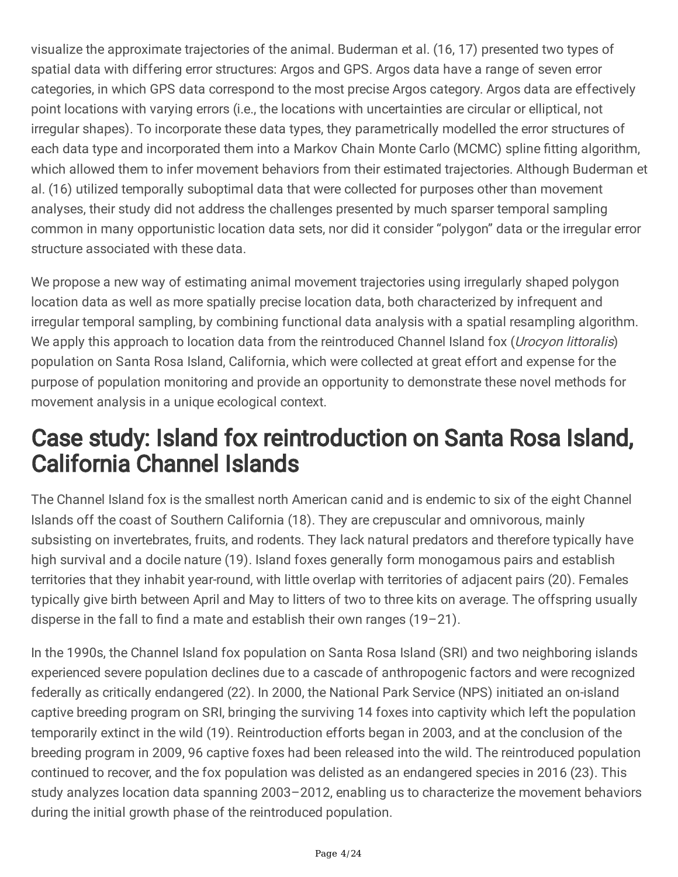visualize the approximate trajectories of the animal. Buderman et al. (16, 17) presented two types of spatial data with differing error structures: Argos and GPS. Argos data have a range of seven error categories, in which GPS data correspond to the most precise Argos category. Argos data are effectively point locations with varying errors (i.e., the locations with uncertainties are circular or elliptical, not irregular shapes). To incorporate these data types, they parametrically modelled the error structures of each data type and incorporated them into a Markov Chain Monte Carlo (MCMC) spline fitting algorithm, which allowed them to infer movement behaviors from their estimated trajectories. Although Buderman et al. (16) utilized temporally suboptimal data that were collected for purposes other than movement analyses, their study did not address the challenges presented by much sparser temporal sampling common in many opportunistic location data sets, nor did it consider "polygon" data or the irregular error structure associated with these data.

We propose a new way of estimating animal movement trajectories using irregularly shaped polygon location data as well as more spatially precise location data, both characterized by infrequent and irregular temporal sampling, by combining functional data analysis with a spatial resampling algorithm. We apply this approach to location data from the reintroduced Channel Island fox (*Urocyon littoralis*) population on Santa Rosa Island, California, which were collected at great effort and expense for the purpose of population monitoring and provide an opportunity to demonstrate these novel methods for movement analysis in a unique ecological context.

# Case study: Island fox reintroduction on Santa Rosa Island, California Channel Islands

The Channel Island fox is the smallest north American canid and is endemic to six of the eight Channel Islands off the coast of Southern California (18). They are crepuscular and omnivorous, mainly subsisting on invertebrates, fruits, and rodents. They lack natural predators and therefore typically have high survival and a docile nature (19). Island foxes generally form monogamous pairs and establish territories that they inhabit year-round, with little overlap with territories of adjacent pairs (20). Females typically give birth between April and May to litters of two to three kits on average. The offspring usually disperse in the fall to find a mate and establish their own ranges (19–21).

In the 1990s, the Channel Island fox population on Santa Rosa Island (SRI) and two neighboring islands experienced severe population declines due to a cascade of anthropogenic factors and were recognized federally as critically endangered (22). In 2000, the National Park Service (NPS) initiated an on-island captive breeding program on SRI, bringing the surviving 14 foxes into captivity which left the population temporarily extinct in the wild (19). Reintroduction efforts began in 2003, and at the conclusion of the breeding program in 2009, 96 captive foxes had been released into the wild. The reintroduced population continued to recover, and the fox population was delisted as an endangered species in 2016 (23). This study analyzes location data spanning 2003–2012, enabling us to characterize the movement behaviors during the initial growth phase of the reintroduced population.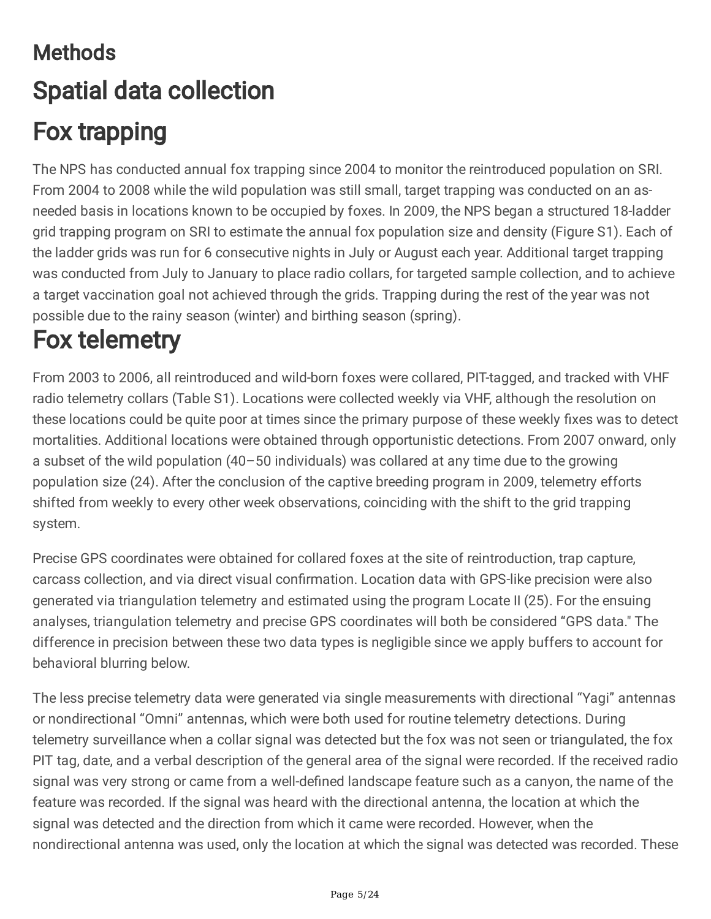# Methods

## Spatial data collection

## Fox trapping

The NPS has conducted annual fox trapping since 2004 to monitor the reintroduced population on SRI. From 2004 to 2008 while the wild population was still small, target trapping was conducted on an as-needed basis in locations known to be occupied by foxes. In 2009, the NPS began a structured 18-ladder grid trapping program on SRI to estimate the annual fox population size and density (Figure S1). Each of the ladder grids was run for 6 consecutive nights in July or August each year. Additional target trapping was conducted from July to January to place radio collars, for targeted sample collection, and to achieve a target vaccination goal not achieved through the grids. Trapping during the rest of the year was not possible due to the rainy season (winter) and birthing season (spring).

## Fox telemetry

From 2003 to 2006, all reintroduced and wild-born foxes were collared, PIT-tagged, and tracked with VHF radio telemetry collars (Table S1). Locations were collected weekly via VHF, although the resolution on these locations could be quite poor at times since the primary purpose of these weekly fixes was to detect mortalities. Additional locations were obtained through opportunistic detections. From 2007 onward, only a subset of the wild population (40–50 individuals) was collared at any time due to the growing population size (24). After the conclusion of the captive breeding program in 2009, telemetry efforts shifted from weekly to every other week observations, coinciding with the shift to the grid trapping system.

Precise GPS coordinates were obtained for collared foxes at the site of reintroduction, trap capture, carcass collection, and via direct visual confirmation. Location data with GPS-like precision were also generated via triangulation telemetry and estimated using the program Locate II (25). For the ensuing analyses, triangulation telemetry and precise GPS coordinates will both be considered "GPS data." The difference in precision between these two data types is negligible since we apply buffers to account for behavioral blurring below.

The less precise telemetry data were generated via single measurements with directional "Yagi" antennas or nondirectional "Omni" antennas, which were both used for routine telemetry detections. During telemetry surveillance when a collar signal was detected but the fox was not seen or triangulated, the fox PIT tag, date, and a verbal description of the general area of the signal were recorded. If the received radio signal was very strong or came from a well-defined landscape feature such as a canyon, the name of the feature was recorded. If the signal was heard with the directional antenna, the location at which the signal was detected and the direction from which it came were recorded. However, when the nondirectional antenna was used, only the location at which the signal was detected was recorded. These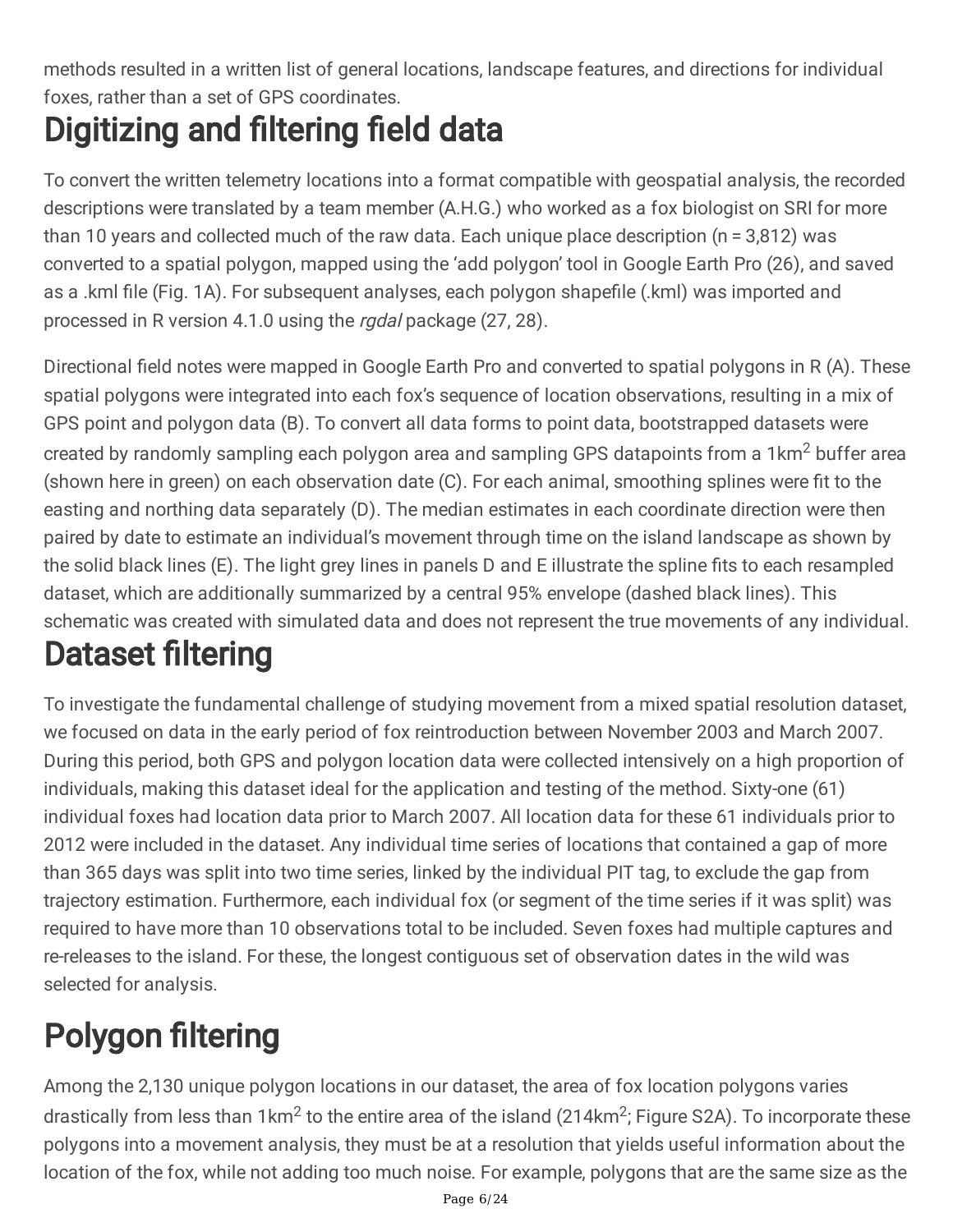methods resulted in a written list of general locations, landscape features, and directions for individual foxes, rather than a set of GPS coordinates.

# Digitizing and filtering field data

To convert the written telemetry locations into a format compatible with geospatial analysis, the recorded descriptions were translated by a team member (A.H.G.) who worked as a fox biologist on SRI for more than 10 years and collected much of the raw data. Each unique place description (n = 3,812) was converted to a spatial polygon, mapped using the 'add polygon' tool in Google Earth Pro (26), and saved as a .kml file (Fig. 1A). For subsequent analyses, each polygon shapefile (.kml) was imported and processed in R version 4.1.0 using the *rgdal* package (27, 28).

Directional field notes were mapped in Google Earth Pro and converted to spatial polygons in R (A). These spatial polygons were integrated into each fox's sequence of location observations, resulting in a mix of GPS point and polygon data (B). To convert all data forms to point data, bootstrapped datasets were created by randomly sampling each polygon area and sampling GPS datapoints from a 1km$^2$ buffer area (shown here in green) on each observation date (C). For each animal, smoothing splines were fit to the easting and northing data separately (D). The median estimates in each coordinate direction were then paired by date to estimate an individual's movement through time on the island landscape as shown by the solid black lines (E). The light grey lines in panels D and E illustrate the spline fits to each resampled dataset, which are additionally summarized by a central 95% envelope (dashed black lines). This schematic was created with simulated data and does not represent the true movements of any individual.

# Dataset filtering

To investigate the fundamental challenge of studying movement from a mixed spatial resolution dataset, we focused on data in the early period of fox reintroduction between November 2003 and March 2007. During this period, both GPS and polygon location data were collected intensively on a high proportion of individuals, making this dataset ideal for the application and testing of the method. Sixty-one (61) individual foxes had location data prior to March 2007. All location data for these 61 individuals prior to 2012 were included in the dataset. Any individual time series of locations that contained a gap of more than 365 days was split into two time series, linked by the individual PIT tag, to exclude the gap from trajectory estimation. Furthermore, each individual fox (or segment of the time series if it was split) was required to have more than 10 observations total to be included. Seven foxes had multiple captures and re-releases to the island. For these, the longest contiguous set of observation dates in the wild was selected for analysis.

# Polygon filtering

Among the 2,130 unique polygon locations in our dataset, the area of fox location polygons varies drastically from less than 1km$^2$ to the entire area of the island (214km$^2$; Figure S2A). To incorporate these polygons into a movement analysis, they must be at a resolution that yields useful information about the location of the fox, while not adding too much noise. For example, polygons that are the same size as the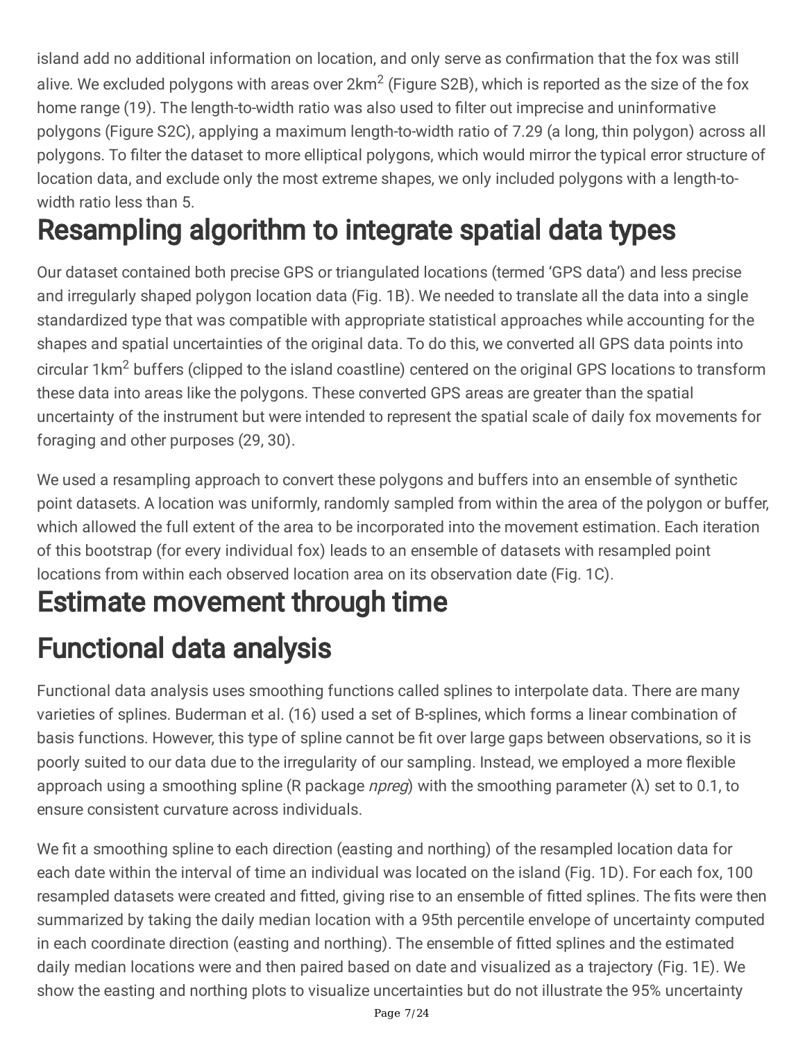island add no additional information on location, and only serve as confirmation that the fox was still alive. We excluded polygons with areas over $2km^2$ (Figure S2B), which is reported as the size of the fox home range (19). The length-to-width ratio was also used to filter out imprecise and uninformative polygons (Figure S2C), applying a maximum length-to-width ratio of 7.29 (a long, thin polygon) across all polygons. To filter the dataset to more elliptical polygons, which would mirror the typical error structure of location data, and exclude only the most extreme shapes, we only included polygons with a length-to-width ratio less than 5.

# Resampling algorithm to integrate spatial data types

Our dataset contained both precise GPS or triangulated locations (termed 'GPS data') and less precise and irregularly shaped polygon location data (Fig. 1B). We needed to translate all the data into a single standardized type that was compatible with appropriate statistical approaches while accounting for the shapes and spatial uncertainties of the original data. To do this, we converted all GPS data points into circular $1km^2$ buffers (clipped to the island coastline) centered on the original GPS locations to transform these data into areas like the polygons. These converted GPS areas are greater than the spatial uncertainty of the instrument but were intended to represent the spatial scale of daily fox movements for foraging and other purposes (29, 30).

We used a resampling approach to convert these polygons and buffers into an ensemble of synthetic point datasets. A location was uniformly, randomly sampled from within the area of the polygon or buffer, which allowed the full extent of the area to be incorporated into the movement estimation. Each iteration of this bootstrap (for every individual fox) leads to an ensemble of datasets with resampled point locations from within each observed location area on its observation date (Fig. 1C).

# Estimate movement through time

# Functional data analysis

Functional data analysis uses smoothing functions called splines to interpolate data. There are many varieties of splines. Buderman et al. (16) used a set of B-splines, which forms a linear combination of basis functions. However, this type of spline cannot be fit over large gaps between observations, so it is poorly suited to our data due to the irregularity of our sampling. Instead, we employed a more flexible approach using a smoothing spline (R package *npreg*) with the smoothing parameter ($\lambda$) set to 0.1, to ensure consistent curvature across individuals.

We fit a smoothing spline to each direction (easting and northing) of the resampled location data for each date within the interval of time an individual was located on the island (Fig. 1D). For each fox, 100 resampled datasets were created and fitted, giving rise to an ensemble of fitted splines. The fits were then summarized by taking the daily median location with a 95th percentile envelope of uncertainty computed in each coordinate direction (easting and northing). The ensemble of fitted splines and the estimated daily median locations were and then paired based on date and visualized as a trajectory (Fig. 1E). We show the easting and northing plots to visualize uncertainties but do not illustrate the 95% uncertainty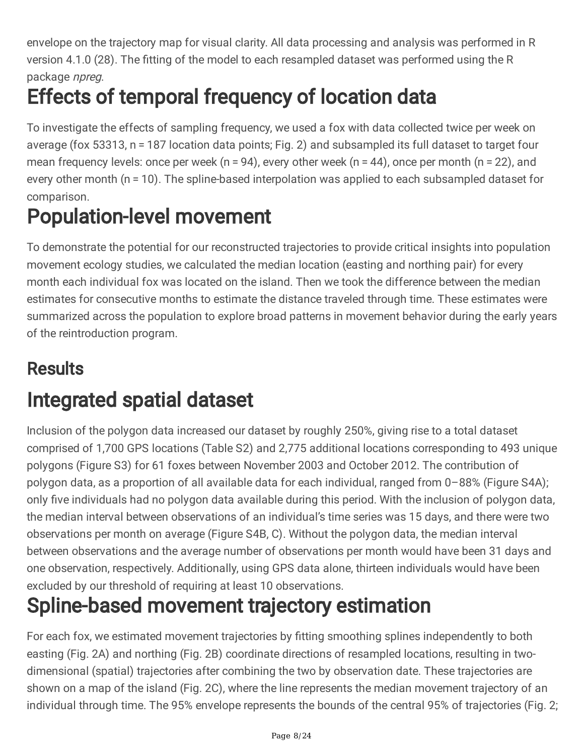envelope on the trajectory map for visual clarity. All data processing and analysis was performed in R version 4.1.0 (28). The fitting of the model to each resampled dataset was performed using the R package *npreg*.

# Effects of temporal frequency of location data

To investigate the effects of sampling frequency, we used a fox with data collected twice per week on average (fox 53313, n = 187 location data points; Fig. 2) and subsampled its full dataset to target four mean frequency levels: once per week (n = 94), every other week (n = 44), once per month (n = 22), and every other month (n = 10). The spline-based interpolation was applied to each subsampled dataset for comparison.

# Population-level movement

To demonstrate the potential for our reconstructed trajectories to provide critical insights into population movement ecology studies, we calculated the median location (easting and northing pair) for every month each individual fox was located on the island. Then we took the difference between the median estimates for consecutive months to estimate the distance traveled through time. These estimates were summarized across the population to explore broad patterns in movement behavior during the early years of the reintroduction program.

## Results

# Integrated spatial dataset

Inclusion of the polygon data increased our dataset by roughly 250%, giving rise to a total dataset comprised of 1,700 GPS locations (Table S2) and 2,775 additional locations corresponding to 493 unique polygons (Figure S3) for 61 foxes between November 2003 and October 2012. The contribution of polygon data, as a proportion of all available data for each individual, ranged from 0–88% (Figure S4A); only five individuals had no polygon data available during this period. With the inclusion of polygon data, the median interval between observations of an individual's time series was 15 days, and there were two observations per month on average (Figure S4B, C). Without the polygon data, the median interval between observations and the average number of observations per month would have been 31 days and one observation, respectively. Additionally, using GPS data alone, thirteen individuals would have been excluded by our threshold of requiring at least 10 observations.

# Spline-based movement trajectory estimation

For each fox, we estimated movement trajectories by fitting smoothing splines independently to both easting (Fig. 2A) and northing (Fig. 2B) coordinate directions of resampled locations, resulting in two-dimensional (spatial) trajectories after combining the two by observation date. These trajectories are shown on a map of the island (Fig. 2C), where the line represents the median movement trajectory of an individual through time. The 95% envelope represents the bounds of the central 95% of trajectories (Fig. 2;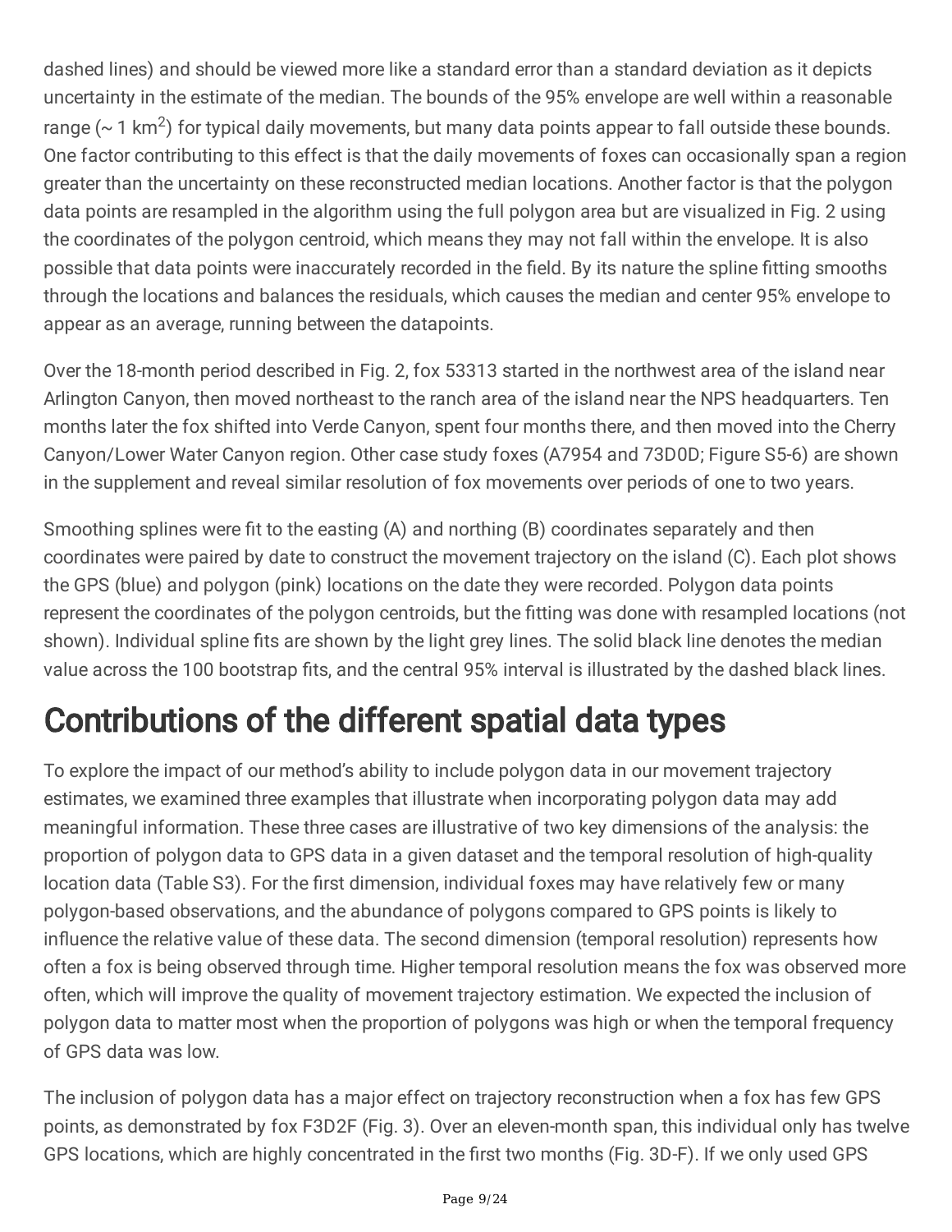dashed lines) and should be viewed more like a standard error than a standard deviation as it depicts uncertainty in the estimate of the median. The bounds of the 95% envelope are well within a reasonable range (~ 1 km$^2$) for typical daily movements, but many data points appear to fall outside these bounds. One factor contributing to this effect is that the daily movements of foxes can occasionally span a region greater than the uncertainty on these reconstructed median locations. Another factor is that the polygon data points are resampled in the algorithm using the full polygon area but are visualized in Fig. 2 using the coordinates of the polygon centroid, which means they may not fall within the envelope. It is also possible that data points were inaccurately recorded in the field. By its nature the spline fitting smooths through the locations and balances the residuals, which causes the median and center 95% envelope to appear as an average, running between the datapoints.

Over the 18-month period described in Fig. 2, fox 53313 started in the northwest area of the island near Arlington Canyon, then moved northeast to the ranch area of the island near the NPS headquarters. Ten months later the fox shifted into Verde Canyon, spent four months there, and then moved into the Cherry Canyon/Lower Water Canyon region. Other case study foxes (A7954 and 73D0D; Figure S5-6) are shown in the supplement and reveal similar resolution of fox movements over periods of one to two years.

Smoothing splines were fit to the easting (A) and northing (B) coordinates separately and then coordinates were paired by date to construct the movement trajectory on the island (C). Each plot shows the GPS (blue) and polygon (pink) locations on the date they were recorded. Polygon data points represent the coordinates of the polygon centroids, but the fitting was done with resampled locations (not shown). Individual spline fits are shown by the light grey lines. The solid black line denotes the median value across the 100 bootstrap fits, and the central 95% interval is illustrated by the dashed black lines.

# Contributions of the different spatial data types

To explore the impact of our method's ability to include polygon data in our movement trajectory estimates, we examined three examples that illustrate when incorporating polygon data may add meaningful information. These three cases are illustrative of two key dimensions of the analysis: the proportion of polygon data to GPS data in a given dataset and the temporal resolution of high-quality location data (Table S3). For the first dimension, individual foxes may have relatively few or many polygon-based observations, and the abundance of polygons compared to GPS points is likely to influence the relative value of these data. The second dimension (temporal resolution) represents how often a fox is being observed through time. Higher temporal resolution means the fox was observed more often, which will improve the quality of movement trajectory estimation. We expected the inclusion of polygon data to matter most when the proportion of polygons was high or when the temporal frequency of GPS data was low.

The inclusion of polygon data has a major effect on trajectory reconstruction when a fox has few GPS points, as demonstrated by fox F3D2F (Fig. 3). Over an eleven-month span, this individual only has twelve GPS locations, which are highly concentrated in the first two months (Fig. 3D-F). If we only used GPS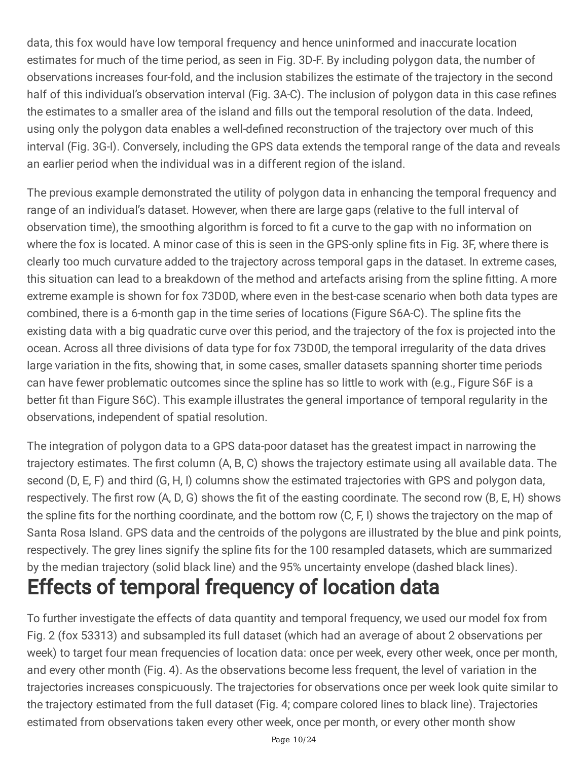data, this fox would have low temporal frequency and hence uninformed and inaccurate location estimates for much of the time period, as seen in Fig. 3D-F. By including polygon data, the number of observations increases four-fold, and the inclusion stabilizes the estimate of the trajectory in the second half of this individual's observation interval (Fig. 3A-C). The inclusion of polygon data in this case refines the estimates to a smaller area of the island and fills out the temporal resolution of the data. Indeed, using only the polygon data enables a well-defined reconstruction of the trajectory over much of this interval (Fig. 3G-I). Conversely, including the GPS data extends the temporal range of the data and reveals an earlier period when the individual was in a different region of the island.

The previous example demonstrated the utility of polygon data in enhancing the temporal frequency and range of an individual's dataset. However, when there are large gaps (relative to the full interval of observation time), the smoothing algorithm is forced to fit a curve to the gap with no information on where the fox is located. A minor case of this is seen in the GPS-only spline fits in Fig. 3F, where there is clearly too much curvature added to the trajectory across temporal gaps in the dataset. In extreme cases, this situation can lead to a breakdown of the method and artefacts arising from the spline fitting. A more extreme example is shown for fox 73D0D, where even in the best-case scenario when both data types are combined, there is a 6-month gap in the time series of locations (Figure S6A-C). The spline fits the existing data with a big quadratic curve over this period, and the trajectory of the fox is projected into the ocean. Across all three divisions of data type for fox 73D0D, the temporal irregularity of the data drives large variation in the fits, showing that, in some cases, smaller datasets spanning shorter time periods can have fewer problematic outcomes since the spline has so little to work with (e.g., Figure S6F is a better fit than Figure S6C). This example illustrates the general importance of temporal regularity in the observations, independent of spatial resolution.

The integration of polygon data to a GPS data-poor dataset has the greatest impact in narrowing the trajectory estimates. The first column (A, B, C) shows the trajectory estimate using all available data. The second (D, E, F) and third (G, H, I) columns show the estimated trajectories with GPS and polygon data, respectively. The first row (A, D, G) shows the fit of the easting coordinate. The second row (B, E, H) shows the spline fits for the northing coordinate, and the bottom row (C, F, I) shows the trajectory on the map of Santa Rosa Island. GPS data and the centroids of the polygons are illustrated by the blue and pink points, respectively. The grey lines signify the spline fits for the 100 resampled datasets, which are summarized by the median trajectory (solid black line) and the 95% uncertainty envelope (dashed black lines).

# Effects of temporal frequency of location data

To further investigate the effects of data quantity and temporal frequency, we used our model fox from Fig. 2 (fox 53313) and subsampled its full dataset (which had an average of about 2 observations per week) to target four mean frequencies of location data: once per week, every other week, once per month, and every other month (Fig. 4). As the observations become less frequent, the level of variation in the trajectories increases conspicuously. The trajectories for observations once per week look quite similar to the trajectory estimated from the full dataset (Fig. 4; compare colored lines to black line). Trajectories estimated from observations taken every other week, once per month, or every other month show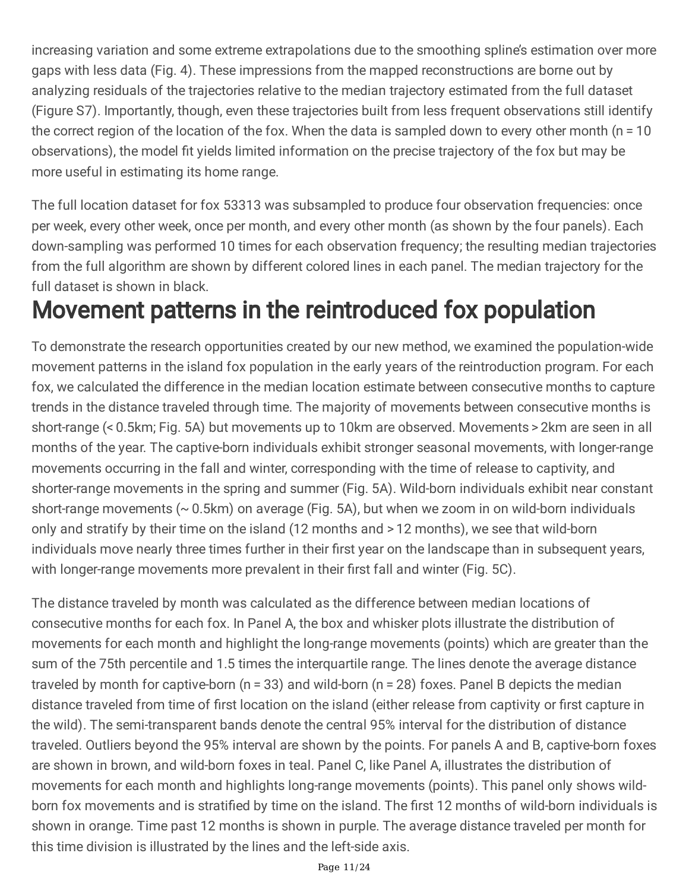increasing variation and some extreme extrapolations due to the smoothing spline's estimation over more gaps with less data (Fig. 4). These impressions from the mapped reconstructions are borne out by analyzing residuals of the trajectories relative to the median trajectory estimated from the full dataset (Figure S7). Importantly, though, even these trajectories built from less frequent observations still identify the correct region of the location of the fox. When the data is sampled down to every other month (n = 10 observations), the model fit yields limited information on the precise trajectory of the fox but may be more useful in estimating its home range.

The full location dataset for fox 53313 was subsampled to produce four observation frequencies: once per week, every other week, once per month, and every other month (as shown by the four panels). Each down-sampling was performed 10 times for each observation frequency; the resulting median trajectories from the full algorithm are shown by different colored lines in each panel. The median trajectory for the full dataset is shown in black.

# Movement patterns in the reintroduced fox population

To demonstrate the research opportunities created by our new method, we examined the population-wide movement patterns in the island fox population in the early years of the reintroduction program. For each fox, we calculated the difference in the median location estimate between consecutive months to capture trends in the distance traveled through time. The majority of movements between consecutive months is short-range (< 0.5km; Fig. 5A) but movements up to 10km are observed. Movements > 2km are seen in all months of the year. The captive-born individuals exhibit stronger seasonal movements, with longer-range movements occurring in the fall and winter, corresponding with the time of release to captivity, and shorter-range movements in the spring and summer (Fig. 5A). Wild-born individuals exhibit near constant short-range movements (~ 0.5km) on average (Fig. 5A), but when we zoom in on wild-born individuals only and stratify by their time on the island (12 months and > 12 months), we see that wild-born individuals move nearly three times further in their first year on the landscape than in subsequent years, with longer-range movements more prevalent in their first fall and winter (Fig. 5C).

The distance traveled by month was calculated as the difference between median locations of consecutive months for each fox. In Panel A, the box and whisker plots illustrate the distribution of movements for each month and highlight the long-range movements (points) which are greater than the sum of the 75th percentile and 1.5 times the interquartile range. The lines denote the average distance traveled by month for captive-born (n = 33) and wild-born (n = 28) foxes. Panel B depicts the median distance traveled from time of first location on the island (either release from captivity or first capture in the wild). The semi-transparent bands denote the central 95% interval for the distribution of distance traveled. Outliers beyond the 95% interval are shown by the points. For panels A and B, captive-born foxes are shown in brown, and wild-born foxes in teal. Panel C, like Panel A, illustrates the distribution of movements for each month and highlights long-range movements (points). This panel only shows wild-born fox movements and is stratified by time on the island. The first 12 months of wild-born individuals is shown in orange. Time past 12 months is shown in purple. The average distance traveled per month for this time division is illustrated by the lines and the left-side axis.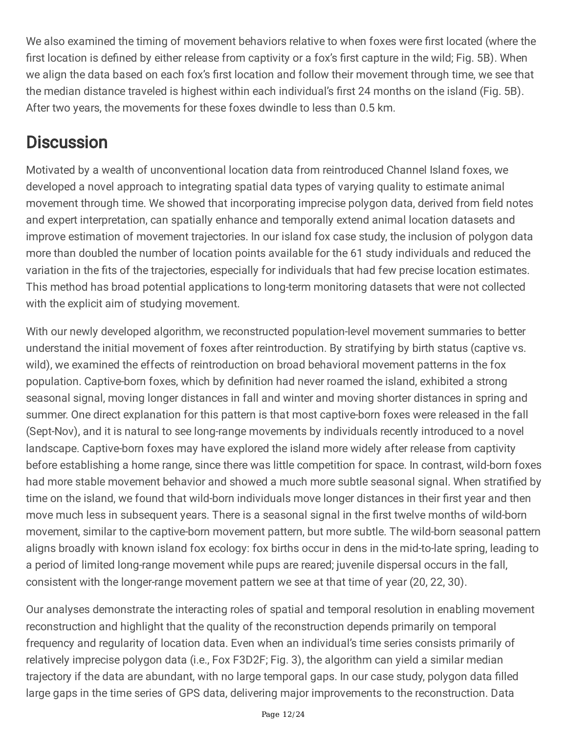We also examined the timing of movement behaviors relative to when foxes were first located (where the first location is defined by either release from captivity or a fox's first capture in the wild; Fig. 5B). When we align the data based on each fox's first location and follow their movement through time, we see that the median distance traveled is highest within each individual's first 24 months on the island (Fig. 5B). After two years, the movements for these foxes dwindle to less than 0.5 km.

## Discussion

Motivated by a wealth of unconventional location data from reintroduced Channel Island foxes, we developed a novel approach to integrating spatial data types of varying quality to estimate animal movement through time. We showed that incorporating imprecise polygon data, derived from field notes and expert interpretation, can spatially enhance and temporally extend animal location datasets and improve estimation of movement trajectories. In our island fox case study, the inclusion of polygon data more than doubled the number of location points available for the 61 study individuals and reduced the variation in the fits of the trajectories, especially for individuals that had few precise location estimates. This method has broad potential applications to long-term monitoring datasets that were not collected with the explicit aim of studying movement.

With our newly developed algorithm, we reconstructed population-level movement summaries to better understand the initial movement of foxes after reintroduction. By stratifying by birth status (captive vs. wild), we examined the effects of reintroduction on broad behavioral movement patterns in the fox population. Captive-born foxes, which by definition had never roamed the island, exhibited a strong seasonal signal, moving longer distances in fall and winter and moving shorter distances in spring and summer. One direct explanation for this pattern is that most captive-born foxes were released in the fall (Sept-Nov), and it is natural to see long-range movements by individuals recently introduced to a novel landscape. Captive-born foxes may have explored the island more widely after release from captivity before establishing a home range, since there was little competition for space. In contrast, wild-born foxes had more stable movement behavior and showed a much more subtle seasonal signal. When stratified by time on the island, we found that wild-born individuals move longer distances in their first year and then move much less in subsequent years. There is a seasonal signal in the first twelve months of wild-born movement, similar to the captive-born movement pattern, but more subtle. The wild-born seasonal pattern aligns broadly with known island fox ecology: fox births occur in dens in the mid-to-late spring, leading to a period of limited long-range movement while pups are reared; juvenile dispersal occurs in the fall, consistent with the longer-range movement pattern we see at that time of year (20, 22, 30).

Our analyses demonstrate the interacting roles of spatial and temporal resolution in enabling movement reconstruction and highlight that the quality of the reconstruction depends primarily on temporal frequency and regularity of location data. Even when an individual's time series consists primarily of relatively imprecise polygon data (i.e., Fox F3D2F; Fig. 3), the algorithm can yield a similar median trajectory if the data are abundant, with no large temporal gaps. In our case study, polygon data filled large gaps in the time series of GPS data, delivering major improvements to the reconstruction. Data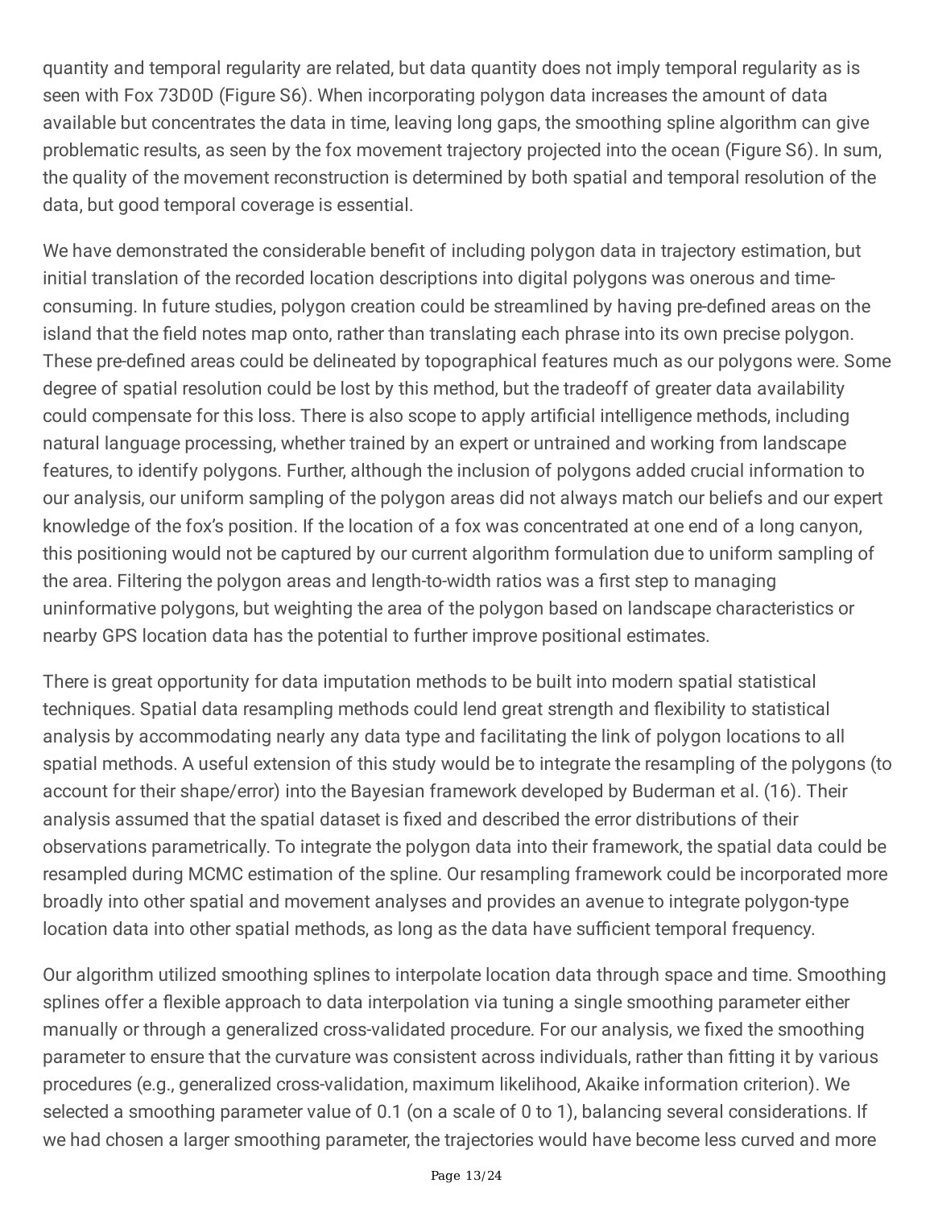quantity and temporal regularity are related, but data quantity does not imply temporal regularity as is seen with Fox 73D0D (Figure S6). When incorporating polygon data increases the amount of data available but concentrates the data in time, leaving long gaps, the smoothing spline algorithm can give problematic results, as seen by the fox movement trajectory projected into the ocean (Figure S6). In sum, the quality of the movement reconstruction is determined by both spatial and temporal resolution of the data, but good temporal coverage is essential.

We have demonstrated the considerable benefit of including polygon data in trajectory estimation, but initial translation of the recorded location descriptions into digital polygons was onerous and time-consuming. In future studies, polygon creation could be streamlined by having pre-defined areas on the island that the field notes map onto, rather than translating each phrase into its own precise polygon. These pre-defined areas could be delineated by topographical features much as our polygons were. Some degree of spatial resolution could be lost by this method, but the tradeoff of greater data availability could compensate for this loss. There is also scope to apply artificial intelligence methods, including natural language processing, whether trained by an expert or untrained and working from landscape features, to identify polygons. Further, although the inclusion of polygons added crucial information to our analysis, our uniform sampling of the polygon areas did not always match our beliefs and our expert knowledge of the fox's position. If the location of a fox was concentrated at one end of a long canyon, this positioning would not be captured by our current algorithm formulation due to uniform sampling of the area. Filtering the polygon areas and length-to-width ratios was a first step to managing uninformative polygons, but weighting the area of the polygon based on landscape characteristics or nearby GPS location data has the potential to further improve positional estimates.

There is great opportunity for data imputation methods to be built into modern spatial statistical techniques. Spatial data resampling methods could lend great strength and flexibility to statistical analysis by accommodating nearly any data type and facilitating the link of polygon locations to all spatial methods. A useful extension of this study would be to integrate the resampling of the polygons (to account for their shape/error) into the Bayesian framework developed by Buderman et al. (16). Their analysis assumed that the spatial dataset is fixed and described the error distributions of their observations parametrically. To integrate the polygon data into their framework, the spatial data could be resampled during MCMC estimation of the spline. Our resampling framework could be incorporated more broadly into other spatial and movement analyses and provides an avenue to integrate polygon-type location data into other spatial methods, as long as the data have sufficient temporal frequency.

Our algorithm utilized smoothing splines to interpolate location data through space and time. Smoothing splines offer a flexible approach to data interpolation via tuning a single smoothing parameter either manually or through a generalized cross-validated procedure. For our analysis, we fixed the smoothing parameter to ensure that the curvature was consistent across individuals, rather than fitting it by various procedures (e.g., generalized cross-validation, maximum likelihood, Akaike information criterion). We selected a smoothing parameter value of 0.1 (on a scale of 0 to 1), balancing several considerations. If we had chosen a larger smoothing parameter, the trajectories would have become less curved and more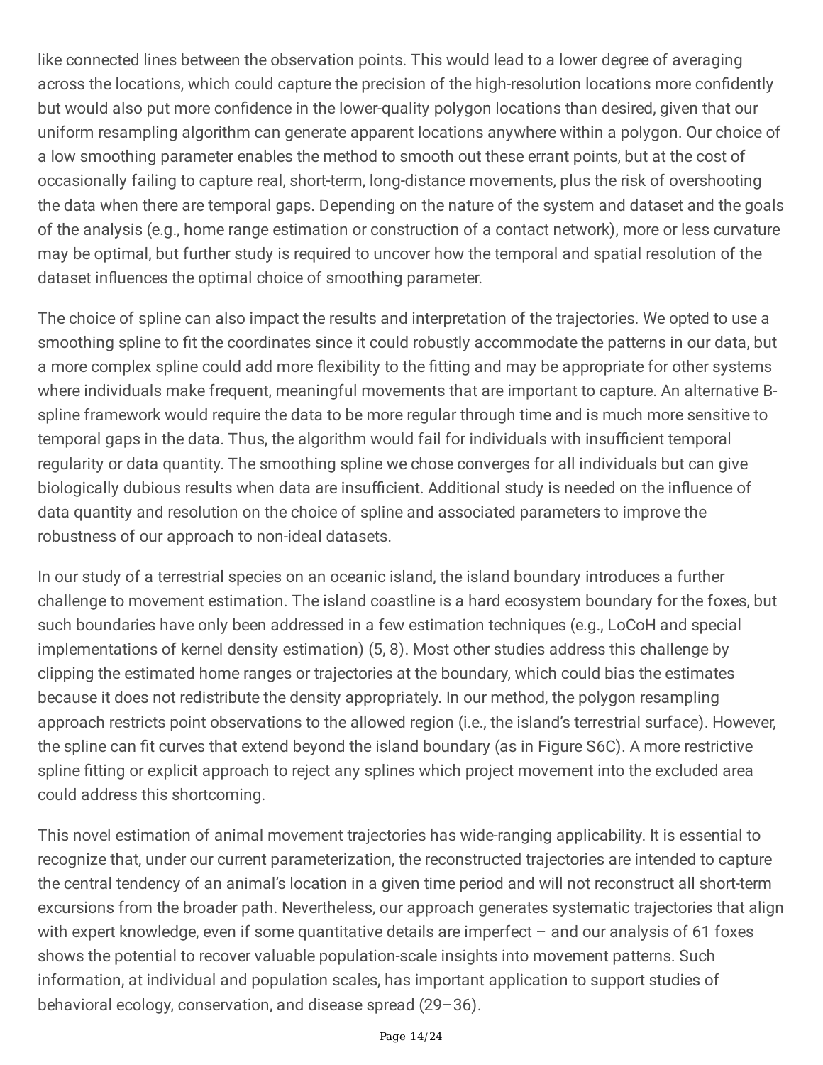like connected lines between the observation points. This would lead to a lower degree of averaging across the locations, which could capture the precision of the high-resolution locations more confidently but would also put more confidence in the lower-quality polygon locations than desired, given that our uniform resampling algorithm can generate apparent locations anywhere within a polygon. Our choice of a low smoothing parameter enables the method to smooth out these errant points, but at the cost of occasionally failing to capture real, short-term, long-distance movements, plus the risk of overshooting the data when there are temporal gaps. Depending on the nature of the system and dataset and the goals of the analysis (e.g., home range estimation or construction of a contact network), more or less curvature may be optimal, but further study is required to uncover how the temporal and spatial resolution of the dataset influences the optimal choice of smoothing parameter.

The choice of spline can also impact the results and interpretation of the trajectories. We opted to use a smoothing spline to fit the coordinates since it could robustly accommodate the patterns in our data, but a more complex spline could add more flexibility to the fitting and may be appropriate for other systems where individuals make frequent, meaningful movements that are important to capture. An alternative B-spline framework would require the data to be more regular through time and is much more sensitive to temporal gaps in the data. Thus, the algorithm would fail for individuals with insufficient temporal regularity or data quantity. The smoothing spline we chose converges for all individuals but can give biologically dubious results when data are insufficient. Additional study is needed on the influence of data quantity and resolution on the choice of spline and associated parameters to improve the robustness of our approach to non-ideal datasets.

In our study of a terrestrial species on an oceanic island, the island boundary introduces a further challenge to movement estimation. The island coastline is a hard ecosystem boundary for the foxes, but such boundaries have only been addressed in a few estimation techniques (e.g., LoCoH and special implementations of kernel density estimation) (5, 8). Most other studies address this challenge by clipping the estimated home ranges or trajectories at the boundary, which could bias the estimates because it does not redistribute the density appropriately. In our method, the polygon resampling approach restricts point observations to the allowed region (i.e., the island's terrestrial surface). However, the spline can fit curves that extend beyond the island boundary (as in Figure S6C). A more restrictive spline fitting or explicit approach to reject any splines which project movement into the excluded area could address this shortcoming.

This novel estimation of animal movement trajectories has wide-ranging applicability. It is essential to recognize that, under our current parameterization, the reconstructed trajectories are intended to capture the central tendency of an animal's location in a given time period and will not reconstruct all short-term excursions from the broader path. Nevertheless, our approach generates systematic trajectories that align with expert knowledge, even if some quantitative details are imperfect – and our analysis of 61 foxes shows the potential to recover valuable population-scale insights into movement patterns. Such information, at individual and population scales, has important application to support studies of behavioral ecology, conservation, and disease spread (29–36).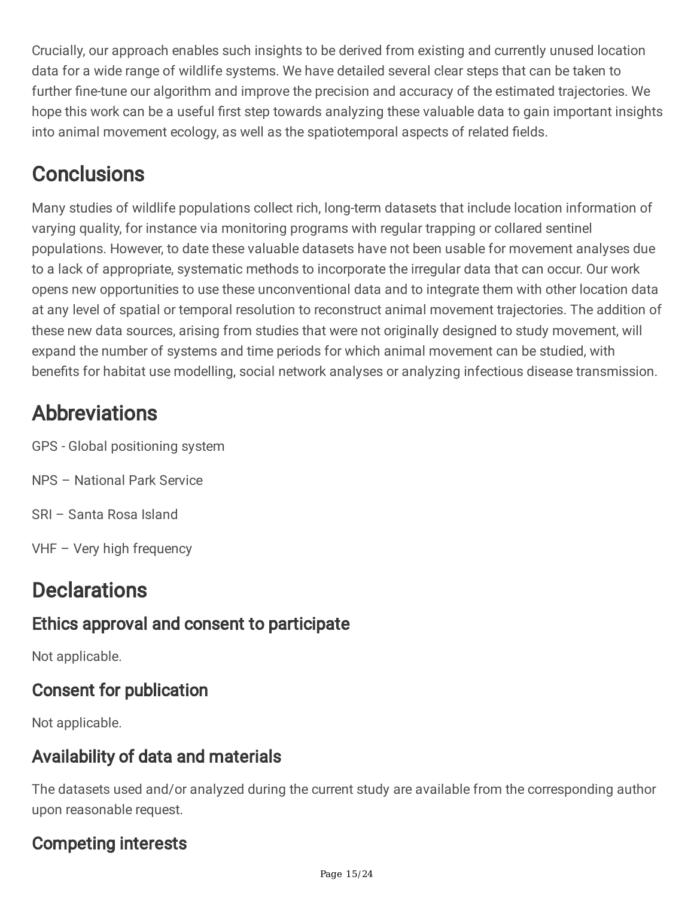Crucially, our approach enables such insights to be derived from existing and currently unused location data for a wide range of wildlife systems. We have detailed several clear steps that can be taken to further fine-tune our algorithm and improve the precision and accuracy of the estimated trajectories. We hope this work can be a useful first step towards analyzing these valuable data to gain important insights into animal movement ecology, as well as the spatiotemporal aspects of related fields.

# Conclusions

Many studies of wildlife populations collect rich, long-term datasets that include location information of varying quality, for instance via monitoring programs with regular trapping or collared sentinel populations. However, to date these valuable datasets have not been usable for movement analyses due to a lack of appropriate, systematic methods to incorporate the irregular data that can occur. Our work opens new opportunities to use these unconventional data and to integrate them with other location data at any level of spatial or temporal resolution to reconstruct animal movement trajectories. The addition of these new data sources, arising from studies that were not originally designed to study movement, will expand the number of systems and time periods for which animal movement can be studied, with benefits for habitat use modelling, social network analyses or analyzing infectious disease transmission.

# Abbreviations

GPS - Global positioning system

NPS – National Park Service

SRI – Santa Rosa Island

VHF – Very high frequency

# Declarations

## Ethics approval and consent to participate

Not applicable.

## Consent for publication

Not applicable.

## Availability of data and materials

The datasets used and/or analyzed during the current study are available from the corresponding author upon reasonable request.

## Competing interests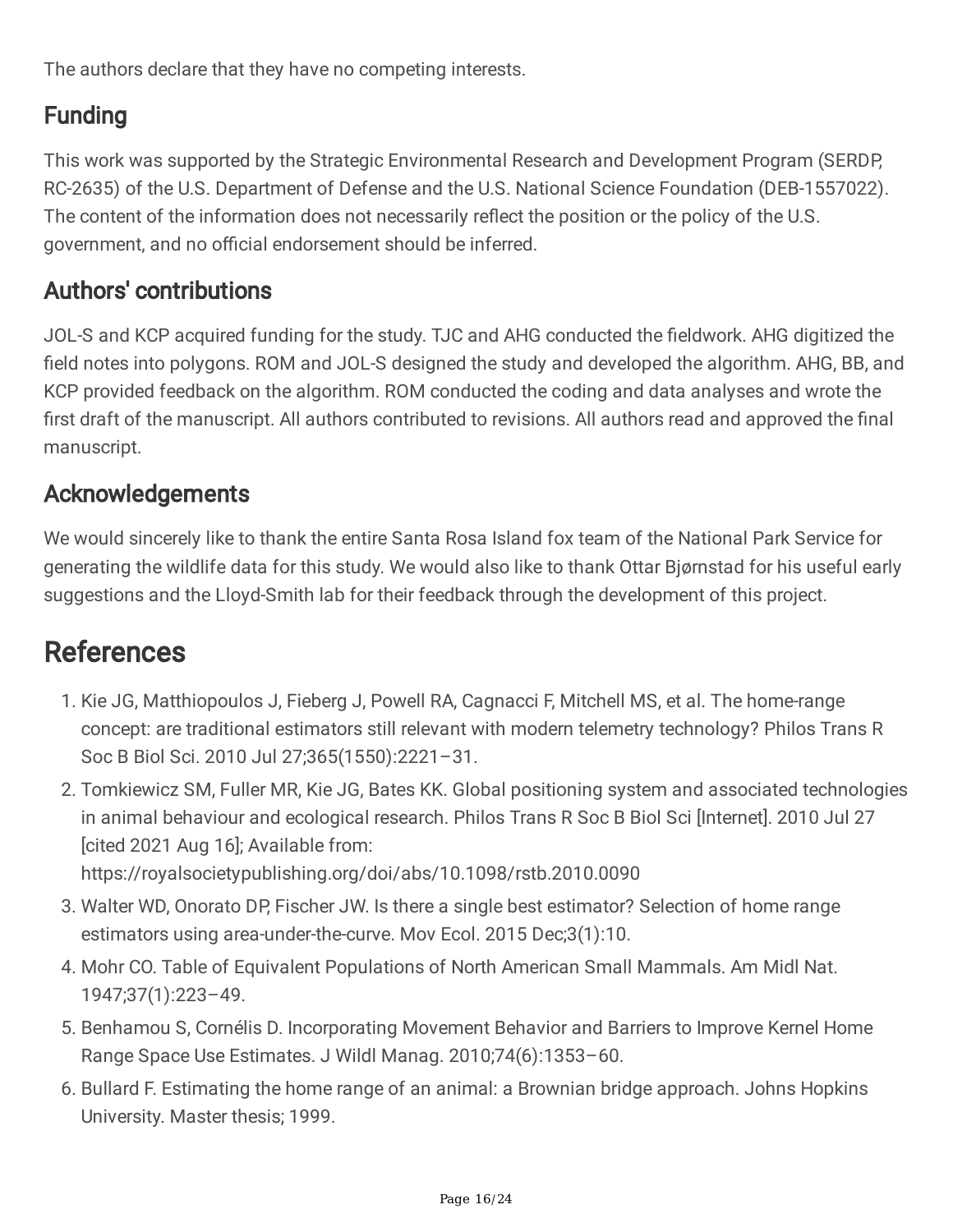The authors declare that they have no competing interests.

## Funding

This work was supported by the Strategic Environmental Research and Development Program (SERDP, RC-2635) of the U.S. Department of Defense and the U.S. National Science Foundation (DEB-1557022). The content of the information does not necessarily reflect the position or the policy of the U.S. government, and no official endorsement should be inferred.

## Authors' contributions

JOL-S and KCP acquired funding for the study. TJC and AHG conducted the fieldwork. AHG digitized the field notes into polygons. ROM and JOL-S designed the study and developed the algorithm. AHG, BB, and KCP provided feedback on the algorithm. ROM conducted the coding and data analyses and wrote the first draft of the manuscript. All authors contributed to revisions. All authors read and approved the final manuscript.

## Acknowledgements

We would sincerely like to thank the entire Santa Rosa Island fox team of the National Park Service for generating the wildlife data for this study. We would also like to thank Ottar Bjørnstad for his useful early suggestions and the Lloyd-Smith lab for their feedback through the development of this project.

# References

1. Kie JG, Matthiopoulos J, Fieberg J, Powell RA, Cagnacci F, Mitchell MS, et al. The home-range concept: are traditional estimators still relevant with modern telemetry technology? Philos Trans R Soc B Biol Sci. 2010 Jul 27;365(1550):2221–31.
2. Tomkiewicz SM, Fuller MR, Kie JG, Bates KK. Global positioning system and associated technologies in animal behaviour and ecological research. Philos Trans R Soc B Biol Sci [Internet]. 2010 Jul 27 [cited 2021 Aug 16]; Available from: https://royalsocietypublishing.org/doi/abs/10.1098/rstb.2010.0090
3. Walter WD, Onorato DP, Fischer JW. Is there a single best estimator? Selection of home range estimators using area-under-the-curve. Mov Ecol. 2015 Dec;3(1):10.
4. Mohr CO. Table of Equivalent Populations of North American Small Mammals. Am Midl Nat. 1947;37(1):223–49.
5. Benhamou S, Cornélis D. Incorporating Movement Behavior and Barriers to Improve Kernel Home Range Space Use Estimates. J Wildl Manag. 2010;74(6):1353–60.
6. Bullard F. Estimating the home range of an animal: a Brownian bridge approach. Johns Hopkins University. Master thesis; 1999.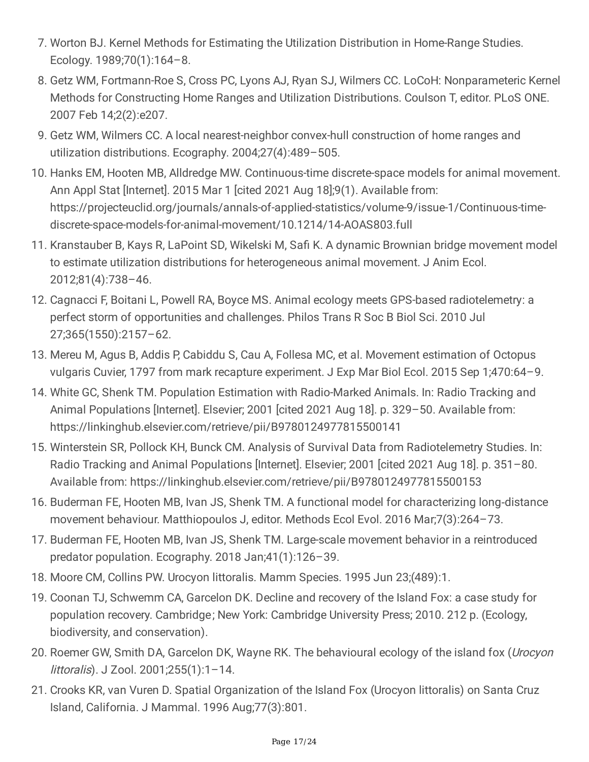7. Worton BJ. Kernel Methods for Estimating the Utilization Distribution in Home-Range Studies. Ecology. 1989;70(1):164–8.
8. Getz WM, Fortmann-Roe S, Cross PC, Lyons AJ, Ryan SJ, Wilmers CC. LoCoH: Nonparameteric Kernel Methods for Constructing Home Ranges and Utilization Distributions. Coulson T, editor. PLoS ONE. 2007 Feb 14;2(2):e207.
9. Getz WM, Wilmers CC. A local nearest-neighbor convex-hull construction of home ranges and utilization distributions. Ecography. 2004;27(4):489–505.
10. Hanks EM, Hooten MB, Alldredge MW. Continuous-time discrete-space models for animal movement. Ann Appl Stat [Internet]. 2015 Mar 1 [cited 2021 Aug 18];9(1). Available from: https://projecteuclid.org/journals/annals-of-applied-statistics/volume-9/issue-1/Continuous-time-discrete-space-models-for-animal-movement/10.1214/14-AOAS803.full
11. Kranstauber B, Kays R, LaPoint SD, Wikelski M, Safi K. A dynamic Brownian bridge movement model to estimate utilization distributions for heterogeneous animal movement. J Anim Ecol. 2012;81(4):738–46.
12. Cagnacci F, Boitani L, Powell RA, Boyce MS. Animal ecology meets GPS-based radiotelemetry: a perfect storm of opportunities and challenges. Philos Trans R Soc B Biol Sci. 2010 Jul 27;365(1550):2157–62.
13. Mereu M, Agus B, Addis P, Cabiddu S, Cau A, Follesa MC, et al. Movement estimation of Octopus vulgaris Cuvier, 1797 from mark recapture experiment. J Exp Mar Biol Ecol. 2015 Sep 1;470:64–9.
14. White GC, Shenk TM. Population Estimation with Radio-Marked Animals. In: Radio Tracking and Animal Populations [Internet]. Elsevier; 2001 [cited 2021 Aug 18]. p. 329–50. Available from: https://linkinghub.elsevier.com/retrieve/pii/B9780124977815500141
15. Winterstein SR, Pollock KH, Bunck CM. Analysis of Survival Data from Radiotelemetry Studies. In: Radio Tracking and Animal Populations [Internet]. Elsevier; 2001 [cited 2021 Aug 18]. p. 351–80. Available from: https://linkinghub.elsevier.com/retrieve/pii/B9780124977815500153
16. Buderman FE, Hooten MB, Ivan JS, Shenk TM. A functional model for characterizing long-distance movement behaviour. Matthiopoulos J, editor. Methods Ecol Evol. 2016 Mar;7(3):264–73.
17. Buderman FE, Hooten MB, Ivan JS, Shenk TM. Large-scale movement behavior in a reintroduced predator population. Ecography. 2018 Jan;41(1):126–39.
18. Moore CM, Collins PW. Urocyon littoralis. Mamm Species. 1995 Jun 23;(489):1.
19. Coonan TJ, Schwemm CA, Garcelon DK. Decline and recovery of the Island Fox: a case study for population recovery. Cambridge; New York: Cambridge University Press; 2010. 212 p. (Ecology, biodiversity, and conservation).
20. Roemer GW, Smith DA, Garcelon DK, Wayne RK. The behavioural ecology of the island fox (*Urocyon littoralis*). J Zool. 2001;255(1):1–14.
21. Crooks KR, van Vuren D. Spatial Organization of the Island Fox (Urocyon littoralis) on Santa Cruz Island, California. J Mammal. 1996 Aug;77(3):801.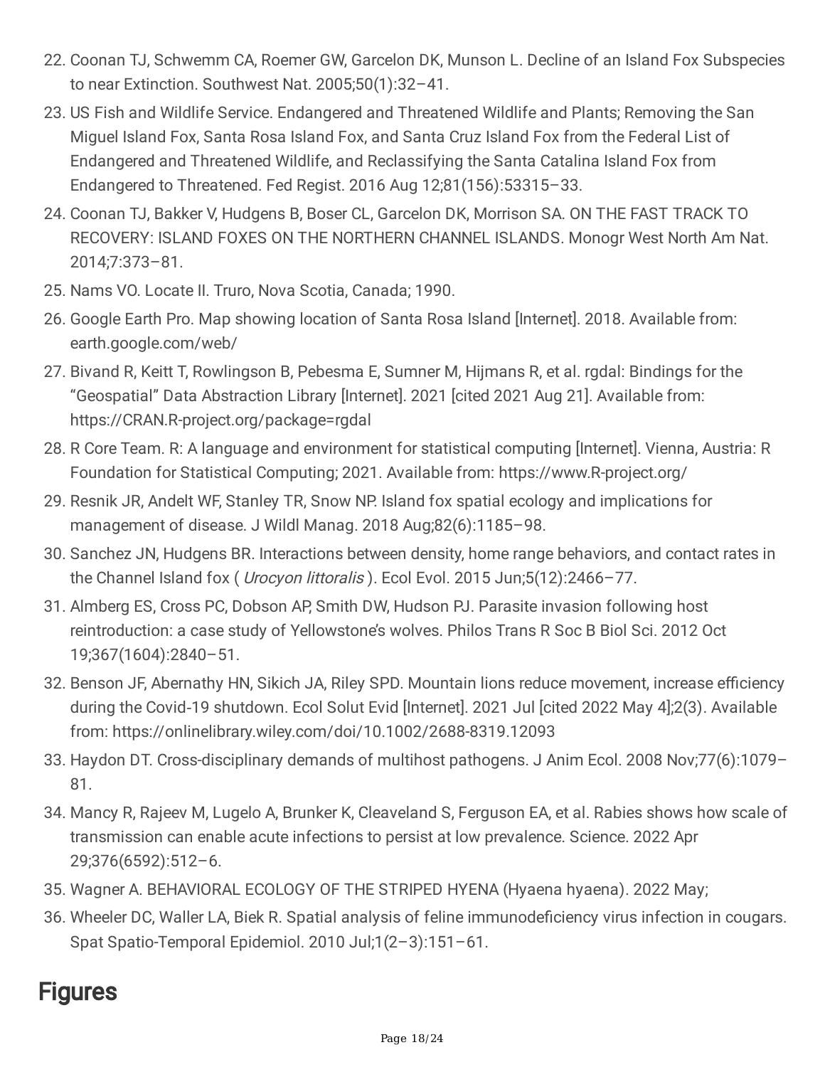22. Coonan TJ, Schwemm CA, Roemer GW, Garcelon DK, Munson L. Decline of an Island Fox Subspecies to near Extinction. Southwest Nat. 2005;50(1):32–41.
23. US Fish and Wildlife Service. Endangered and Threatened Wildlife and Plants; Removing the San Miguel Island Fox, Santa Rosa Island Fox, and Santa Cruz Island Fox from the Federal List of Endangered and Threatened Wildlife, and Reclassifying the Santa Catalina Island Fox from Endangered to Threatened. Fed Regist. 2016 Aug 12;81(156):53315–33.
24. Coonan TJ, Bakker V, Hudgens B, Boser CL, Garcelon DK, Morrison SA. ON THE FAST TRACK TO RECOVERY: ISLAND FOXES ON THE NORTHERN CHANNEL ISLANDS. Monogr West North Am Nat. 2014;7:373–81.
25. Nams VO. Locate II. Truro, Nova Scotia, Canada; 1990.
26. Google Earth Pro. Map showing location of Santa Rosa Island [Internet]. 2018. Available from: earth.google.com/web/
27. Bivand R, Keitt T, Rowlingson B, Pebesma E, Sumner M, Hijmans R, et al. rgdal: Bindings for the "Geospatial" Data Abstraction Library [Internet]. 2021 [cited 2021 Aug 21]. Available from: https://CRAN.R-project.org/package=rgdal
28. R Core Team. R: A language and environment for statistical computing [Internet]. Vienna, Austria: R Foundation for Statistical Computing; 2021. Available from: https://www.R-project.org/
29. Resnik JR, Andelt WF, Stanley TR, Snow NP. Island fox spatial ecology and implications for management of disease. J Wildl Manag. 2018 Aug;82(6):1185–98.
30. Sanchez JN, Hudgens BR. Interactions between density, home range behaviors, and contact rates in the Channel Island fox ( *Urocyon littoralis* ). Ecol Evol. 2015 Jun;5(12):2466–77.
31. Almberg ES, Cross PC, Dobson AP, Smith DW, Hudson PJ. Parasite invasion following host reintroduction: a case study of Yellowstone's wolves. Philos Trans R Soc B Biol Sci. 2012 Oct 19;367(1604):2840–51.
32. Benson JF, Abernathy HN, Sikich JA, Riley SPD. Mountain lions reduce movement, increase efficiency during the Covid-19 shutdown. Ecol Solut Evid [Internet]. 2021 Jul [cited 2022 May 4];2(3). Available from: https://onlinelibrary.wiley.com/doi/10.1002/2688-8319.12093
33. Haydon DT. Cross-disciplinary demands of multihost pathogens. J Anim Ecol. 2008 Nov;77(6):1079–81.
34. Mancy R, Rajeev M, Lugelo A, Brunker K, Cleaveland S, Ferguson EA, et al. Rabies shows how scale of transmission can enable acute infections to persist at low prevalence. Science. 2022 Apr 29;376(6592):512–6.
35. Wagner A. BEHAVIORAL ECOLOGY OF THE STRIPED HYENA (Hyaena hyaena). 2022 May;
36. Wheeler DC, Waller LA, Biek R. Spatial analysis of feline immunodeficiency virus infection in cougars. Spat Spatio-Temporal Epidemiol. 2010 Jul;1(2–3):151–61.

# Figures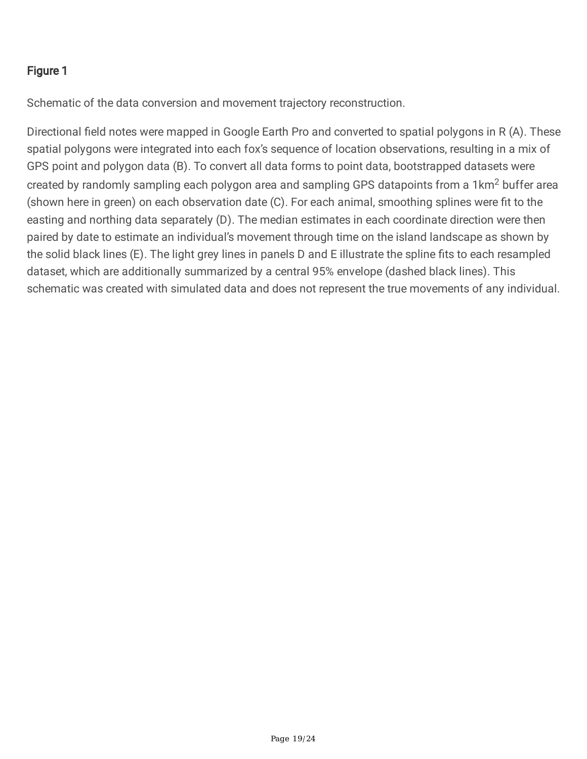## Figure 1

Schematic of the data conversion and movement trajectory reconstruction.

Directional field notes were mapped in Google Earth Pro and converted to spatial polygons in R (A). These spatial polygons were integrated into each fox's sequence of location observations, resulting in a mix of GPS point and polygon data (B). To convert all data forms to point data, bootstrapped datasets were created by randomly sampling each polygon area and sampling GPS datapoints from a 1km$^2$ buffer area (shown here in green) on each observation date (C). For each animal, smoothing splines were fit to the easting and northing data separately (D). The median estimates in each coordinate direction were then paired by date to estimate an individual's movement through time on the island landscape as shown by the solid black lines (E). The light grey lines in panels D and E illustrate the spline fits to each resampled dataset, which are additionally summarized by a central 95% envelope (dashed black lines). This schematic was created with simulated data and does not represent the true movements of any individual.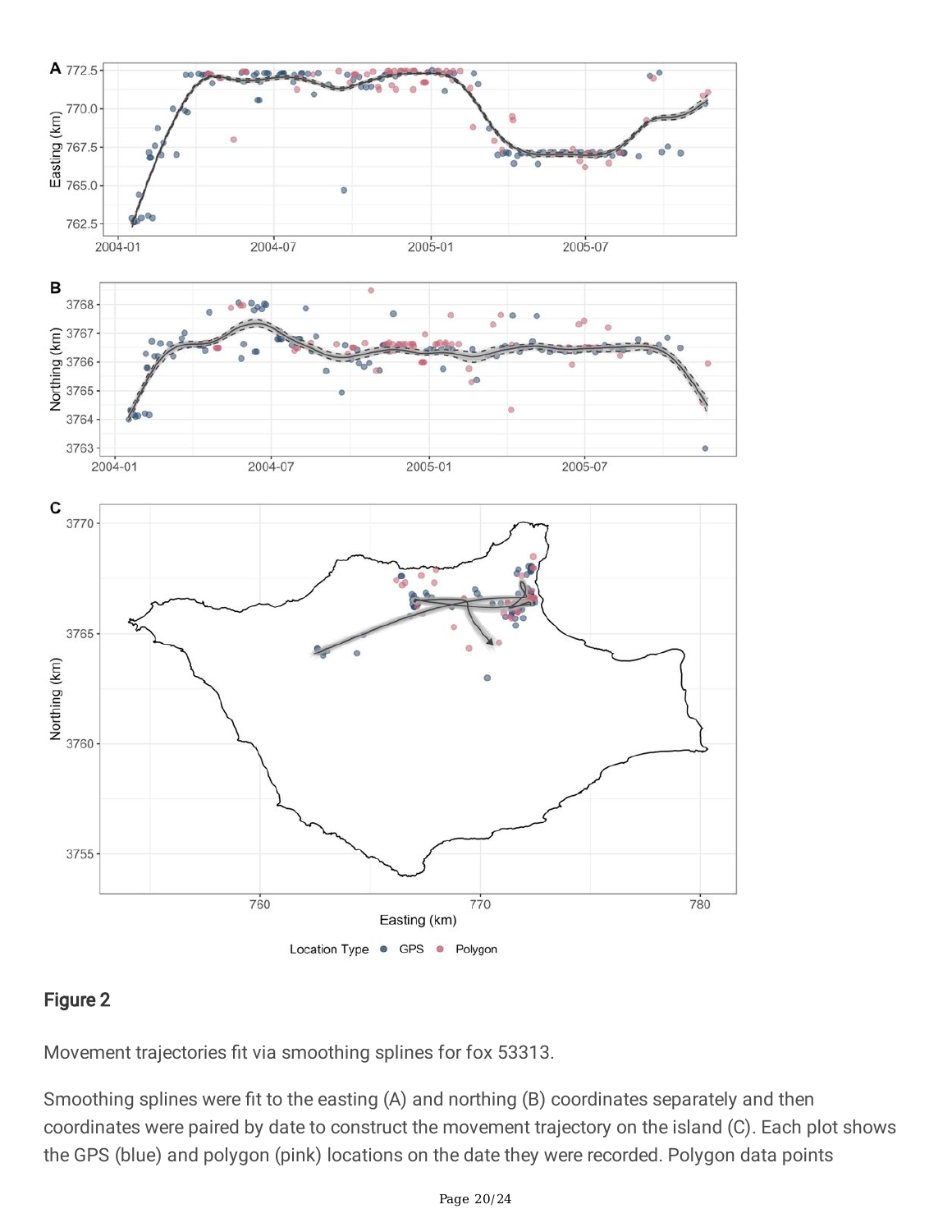**Figure 2**

Movement trajectories fit via smoothing splines for fox 53313.

Smoothing splines were fit to the easting (A) and northing (B) coordinates separately and then coordinates were paired by date to construct the movement trajectory on the island (C). Each plot shows the GPS (blue) and polygon (pink) locations on the date they were recorded. Polygon data points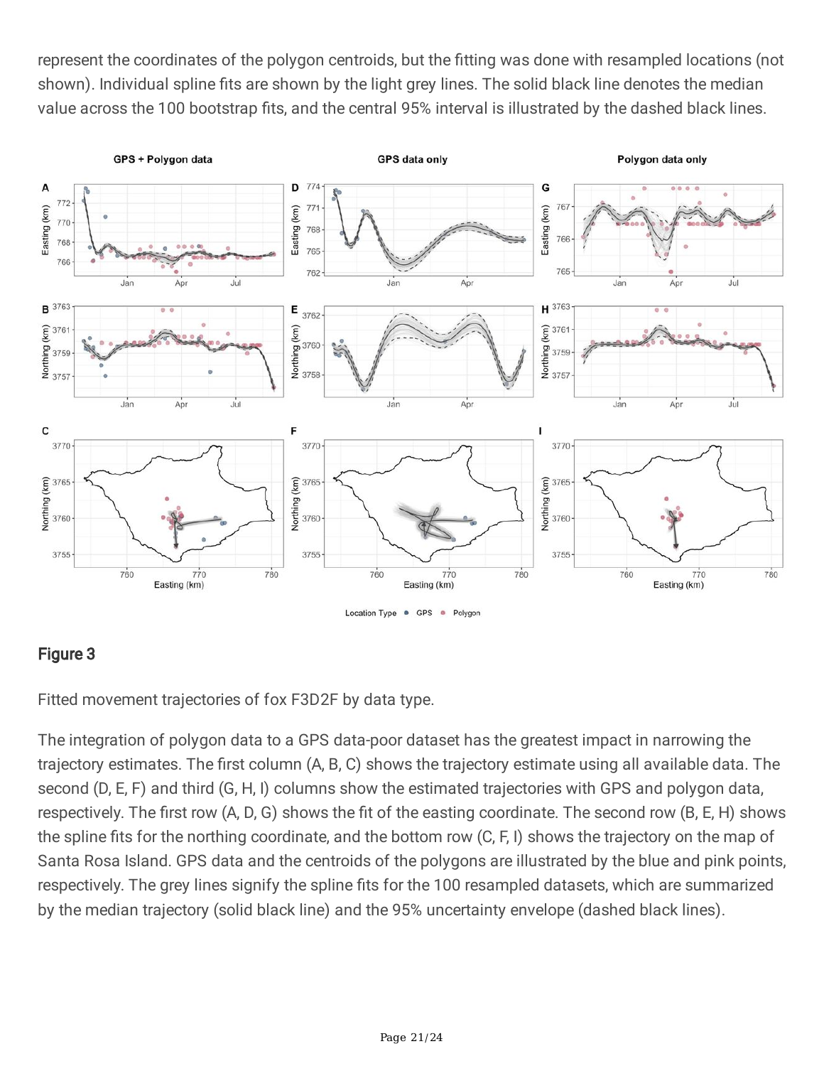represent the coordinates of the polygon centroids, but the fitting was done with resampled locations (not shown). Individual spline fits are shown by the light grey lines. The solid black line denotes the median value across the 100 bootstrap fits, and the central 95% interval is illustrated by the dashed black lines.

## Figure 3

Fitted movement trajectories of fox F3D2F by data type.

The integration of polygon data to a GPS data-poor dataset has the greatest impact in narrowing the trajectory estimates. The first column (A, B, C) shows the trajectory estimate using all available data. The second (D, E, F) and third (G, H, I) columns show the estimated trajectories with GPS and polygon data, respectively. The first row (A, D, G) shows the fit of the easting coordinate. The second row (B, E, H) shows the spline fits for the northing coordinate, and the bottom row (C, F, I) shows the trajectory on the map of Santa Rosa Island. GPS data and the centroids of the polygons are illustrated by the blue and pink points, respectively. The grey lines signify the spline fits for the 100 resampled datasets, which are summarized by the median trajectory (solid black line) and the 95% uncertainty envelope (dashed black lines).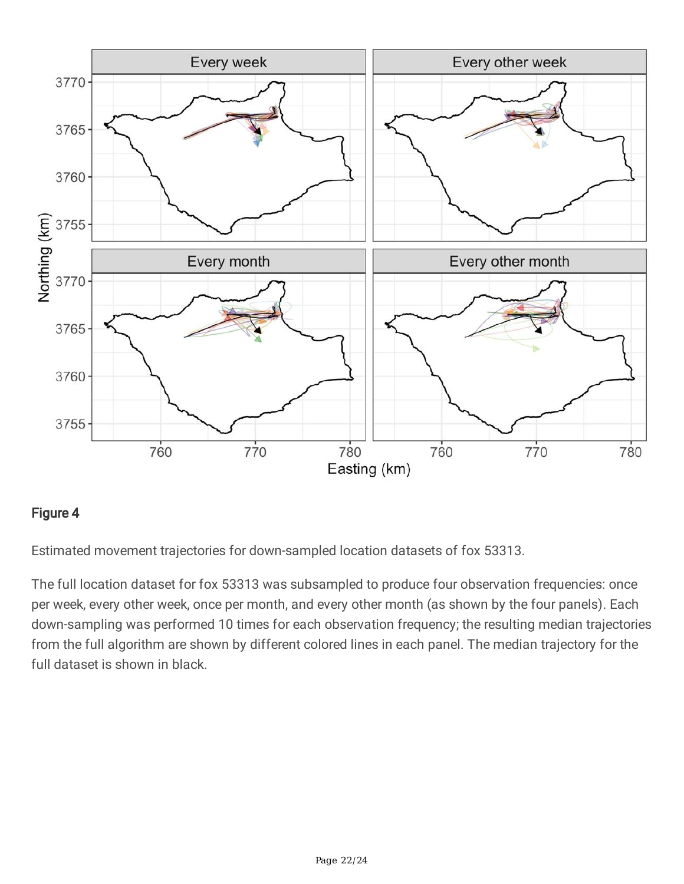**Figure 4**

Estimated movement trajectories for down-sampled location datasets of fox 53313.

The full location dataset for fox 53313 was subsampled to produce four observation frequencies: once per week, every other week, once per month, and every other month (as shown by the four panels). Each down-sampling was performed 10 times for each observation frequency; the resulting median trajectories from the full algorithm are shown by different colored lines in each panel. The median trajectory for the full dataset is shown in black.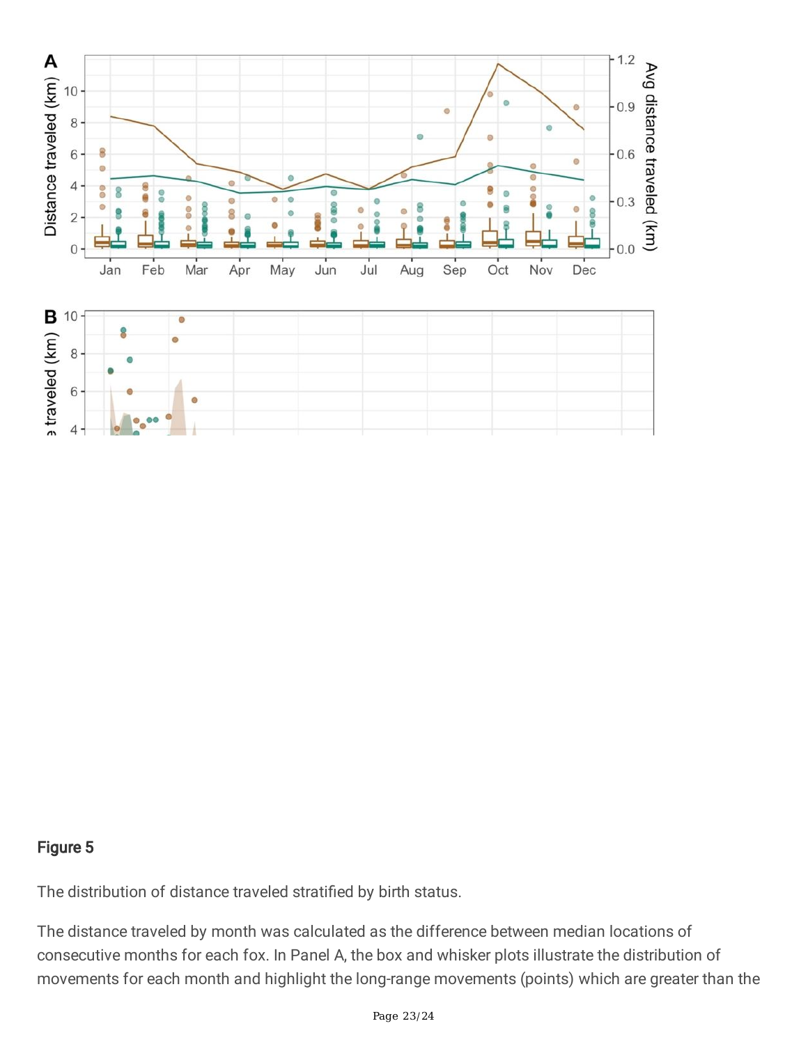## Figure 5

The distribution of distance traveled stratified by birth status.

The distance traveled by month was calculated as the difference between median locations of consecutive months for each fox. In Panel A, the box and whisker plots illustrate the distribution of movements for each month and highlight the long-range movements (points) which are greater than the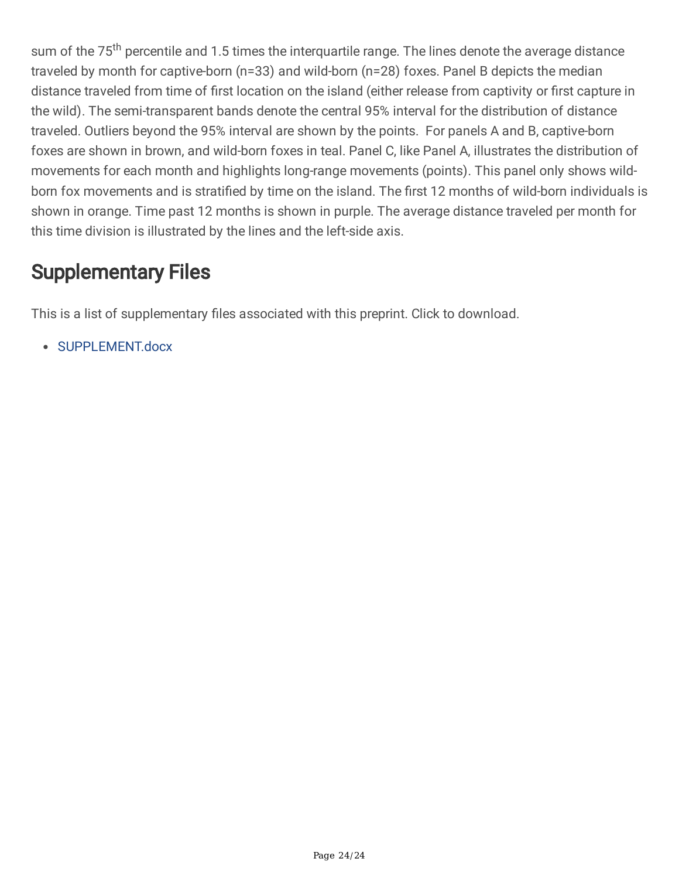sum of the 75th percentile and 1.5 times the interquartile range. The lines denote the average distance traveled by month for captive-born (n=33) and wild-born (n=28) foxes. Panel B depicts the median distance traveled from time of first location on the island (either release from captivity or first capture in the wild). The semi-transparent bands denote the central 95% interval for the distribution of distance traveled. Outliers beyond the 95% interval are shown by the points. For panels A and B, captive-born foxes are shown in brown, and wild-born foxes in teal. Panel C, like Panel A, illustrates the distribution of movements for each month and highlights long-range movements (points). This panel only shows wild-born fox movements and is stratified by time on the island. The first 12 months of wild-born individuals is shown in orange. Time past 12 months is shown in purple. The average distance traveled per month for this time division is illustrated by the lines and the left-side axis.

## Supplementary Files

This is a list of supplementary files associated with this preprint. Click to download.

- SUPPLEMENT.docx